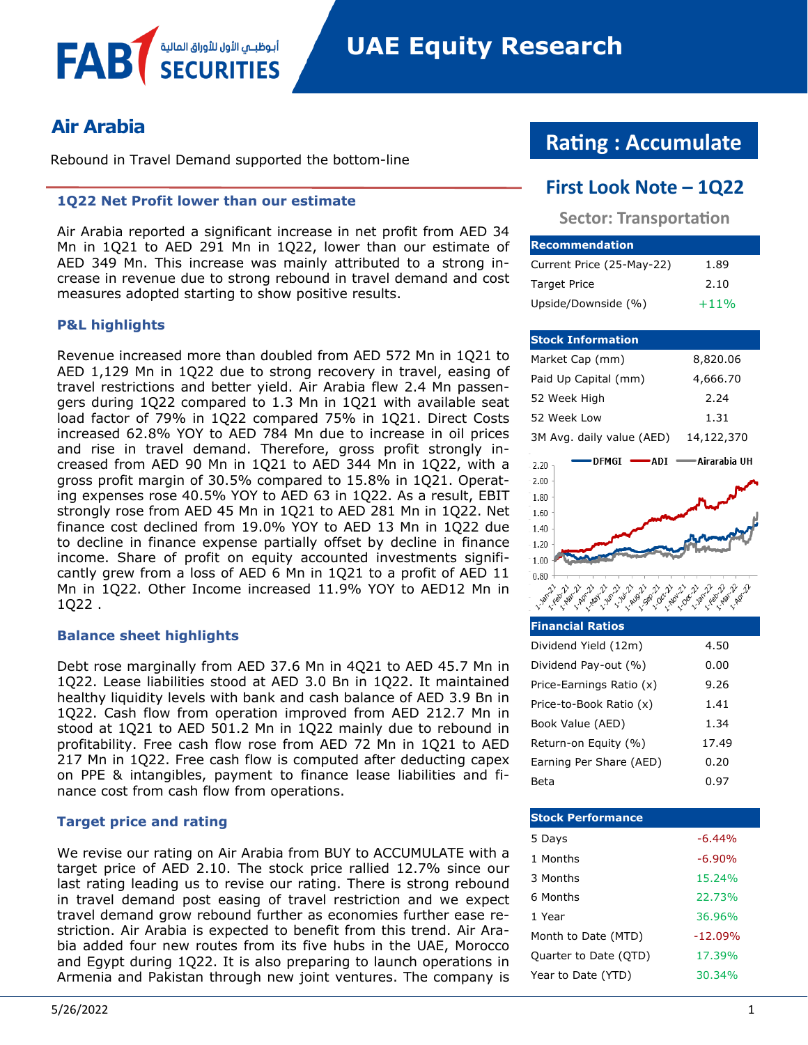# Air Arabia

Rebound in Travel Demand supported the bottom-line

## Rating : Accumulate

## First Look Note – 1Q22

**Sector: Transportation**

| Recommendation | |
|---|---|
| Current Price (25-May-22) | 1.89 |
| Target Price | 2.10 |
| Upside/Downside (%) | +11% |

| Stock Information | |
|---|---|
| Market Cap (mm) | 8,820.06 |
| Paid Up Capital (mm) | 4,666.70 |
| 52 Week High | 2.24 |
| 52 Week Low | 1.31 |
| 3M Avg. daily value (AED) | 14,122,370 |

| Financial Ratios | |
|---|---|
| Dividend Yield (12m) | 4.50 |
| Dividend Pay-out (%) | 0.00 |
| Price-Earnings Ratio (x) | 9.26 |
| Price-to-Book Ratio (x) | 1.41 |
| Book Value (AED) | 1.34 |
| Return-on Equity (%) | 17.49 |
| Earning Per Share (AED) | 0.20 |
| Beta | 0.97 |

| Stock Performance | |
|---|---|
| 5 Days | -6.44% |
| 1 Months | -6.90% |
| 3 Months | 15.24% |
| 6 Months | 22.73% |
| 1 Year | 36.96% |
| Month to Date (MTD) | -12.09% |
| Quarter to Date (QTD) | 17.39% |
| Year to Date (YTD) | 30.34% |

### 1Q22 Net Profit lower than our estimate

Air Arabia reported a significant increase in net profit from AED 34 Mn in 1Q21 to AED 291 Mn in 1Q22, lower than our estimate of AED 349 Mn. This increase was mainly attributed to a strong increase in revenue due to strong rebound in travel demand and cost measures adopted starting to show positive results.

### P&L highlights

Revenue increased more than doubled from AED 572 Mn in 1Q21 to AED 1,129 Mn in 1Q22 due to strong recovery in travel, easing of travel restrictions and better yield. Air Arabia flew 2.4 Mn passengers during 1Q22 compared to 1.3 Mn in 1Q21 with available seat load factor of 79% in 1Q22 compared 75% in 1Q21. Direct Costs increased 62.8% YOY to AED 784 Mn due to increase in oil prices and rise in travel demand. Therefore, gross profit strongly increased from AED 90 Mn in 1Q21 to AED 344 Mn in 1Q22, with a gross profit margin of 30.5% compared to 15.8% in 1Q21. Operating expenses rose 40.5% YOY to AED 63 in 1Q22. As a result, EBIT strongly rose from AED 45 Mn in 1Q21 to AED 281 Mn in 1Q22. Net finance cost declined from 19.0% YOY to AED 13 Mn in 1Q22 due to decline in finance expense partially offset by decline in finance income. Share of profit on equity accounted investments significantly grew from a loss of AED 6 Mn in 1Q21 to a profit of AED 11 Mn in 1Q22. Other Income increased 11.9% YOY to AED12 Mn in 1Q22 .

### Balance sheet highlights

Debt rose marginally from AED 37.6 Mn in 4Q21 to AED 45.7 Mn in 1Q22. Lease liabilities stood at AED 3.0 Bn in 1Q22. It maintained healthy liquidity levels with bank and cash balance of AED 3.9 Bn in 1Q22. Cash flow from operation improved from AED 212.7 Mn in stood at 1Q21 to AED 501.2 Mn in 1Q22 mainly due to rebound in profitability. Free cash flow rose from AED 72 Mn in 1Q21 to AED 217 Mn in 1Q22. Free cash flow is computed after deducting capex on PPE & intangibles, payment to finance lease liabilities and finance cost from cash flow from operations.

### Target price and rating

We revise our rating on Air Arabia from BUY to ACCUMULATE with a target price of AED 2.10. The stock price rallied 12.7% since our last rating leading us to revise our rating. There is strong rebound in travel demand post easing of travel restriction and we expect travel demand grow rebound further as economies further ease restriction. Air Arabia is expected to benefit from this trend. Air Arabia added four new routes from its five hubs in the UAE, Morocco and Egypt during 1Q22. It is also preparing to launch operations in Armenia and Pakistan through new joint ventures. The company is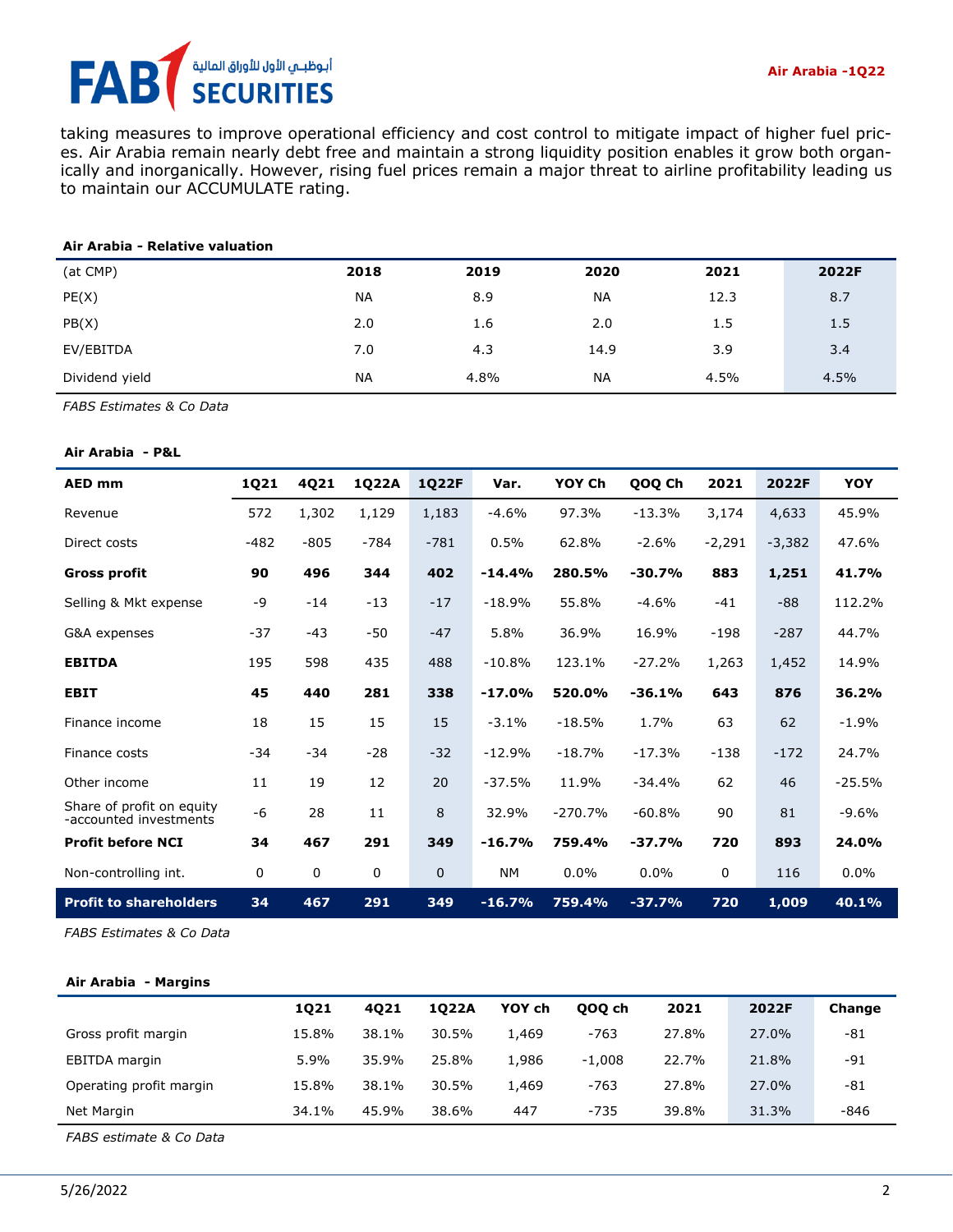taking measures to improve operational efficiency and cost control to mitigate impact of higher fuel prices. Air Arabia remain nearly debt free and maintain a strong liquidity position enables it grow both organically and inorganically. However, rising fuel prices remain a major threat to airline profitability leading us to maintain our ACCUMULATE rating.

**Air Arabia - Relative valuation**

| (at CMP) | 2018 | 2019 | 2020 | 2021 | 2022F |
|---|---|---|---|---|---|
| PE(X) | NA | 8.9 | NA | 12.3 | 8.7 |
| PB(X) | 2.0 | 1.6 | 2.0 | 1.5 | 1.5 |
| EV/EBITDA | 7.0 | 4.3 | 14.9 | 3.9 | 3.4 |
| Dividend yield | NA | 4.8% | NA | 4.5% | 4.5% |

*FABS Estimates & Co Data*

**Air Arabia - P&L**

| AED mm | 1Q21 | 4Q21 | 1Q22A | 1Q22F | Var. | YOY Ch | QOQ Ch | 2021 | 2022F | YOY |
|---|---|---|---|---|---|---|---|---|---|---|
| Revenue | 572 | 1,302 | 1,129 | 1,183 | -4.6% | 97.3% | -13.3% | 3,174 | 4,633 | 45.9% |
| Direct costs | -482 | -805 | -784 | -781 | 0.5% | 62.8% | -2.6% | -2,291 | -3,382 | 47.6% |
| **Gross profit** | **90** | **496** | **344** | **402** | **-14.4%** | **280.5%** | **-30.7%** | **883** | **1,251** | **41.7%** |
| Selling & Mkt expense | -9 | -14 | -13 | -17 | -18.9% | 55.8% | -4.6% | -41 | -88 | 112.2% |
| G&A expenses | -37 | -43 | -50 | -47 | 5.8% | 36.9% | 16.9% | -198 | -287 | 44.7% |
| **EBITDA** | 195 | 598 | 435 | 488 | -10.8% | 123.1% | -27.2% | 1,263 | 1,452 | 14.9% |
| **EBIT** | **45** | **440** | **281** | **338** | **-17.0%** | **520.0%** | **-36.1%** | **643** | **876** | **36.2%** |
| Finance income | 18 | 15 | 15 | 15 | -3.1% | -18.5% | 1.7% | 63 | 62 | -1.9% |
| Finance costs | -34 | -34 | -28 | -32 | -12.9% | -18.7% | -17.3% | -138 | -172 | 24.7% |
| Other income | 11 | 19 | 12 | 20 | -37.5% | 11.9% | -34.4% | 62 | 46 | -25.5% |
| Share of profit on equity -accounted investments | -6 | 28 | 11 | 8 | 32.9% | -270.7% | -60.8% | 90 | 81 | -9.6% |
| **Profit before NCI** | **34** | **467** | **291** | **349** | **-16.7%** | **759.4%** | **-37.7%** | **720** | **893** | **24.0%** |
| Non-controlling int. | 0 | 0 | 0 | 0 | NM | 0.0% | 0.0% | 0 | 116 | 0.0% |
| **Profit to shareholders** | **34** | **467** | **291** | **349** | **-16.7%** | **759.4%** | **-37.7%** | **720** | **1,009** | **40.1%** |

*FABS Estimates & Co Data*

**Air Arabia - Margins**

| | 1Q21 | 4Q21 | 1Q22A | YOY ch | QOQ ch | 2021 | 2022F | Change |
|---|---|---|---|---|---|---|---|---|
| Gross profit margin | 15.8% | 38.1% | 30.5% | 1,469 | -763 | 27.8% | 27.0% | -81 |
| EBITDA margin | 5.9% | 35.9% | 25.8% | 1,986 | -1,008 | 22.7% | 21.8% | -91 |
| Operating profit margin | 15.8% | 38.1% | 30.5% | 1,469 | -763 | 27.8% | 27.0% | -81 |
| Net Margin | 34.1% | 45.9% | 38.6% | 447 | -735 | 39.8% | 31.3% | -846 |

*FABS estimate & Co Data*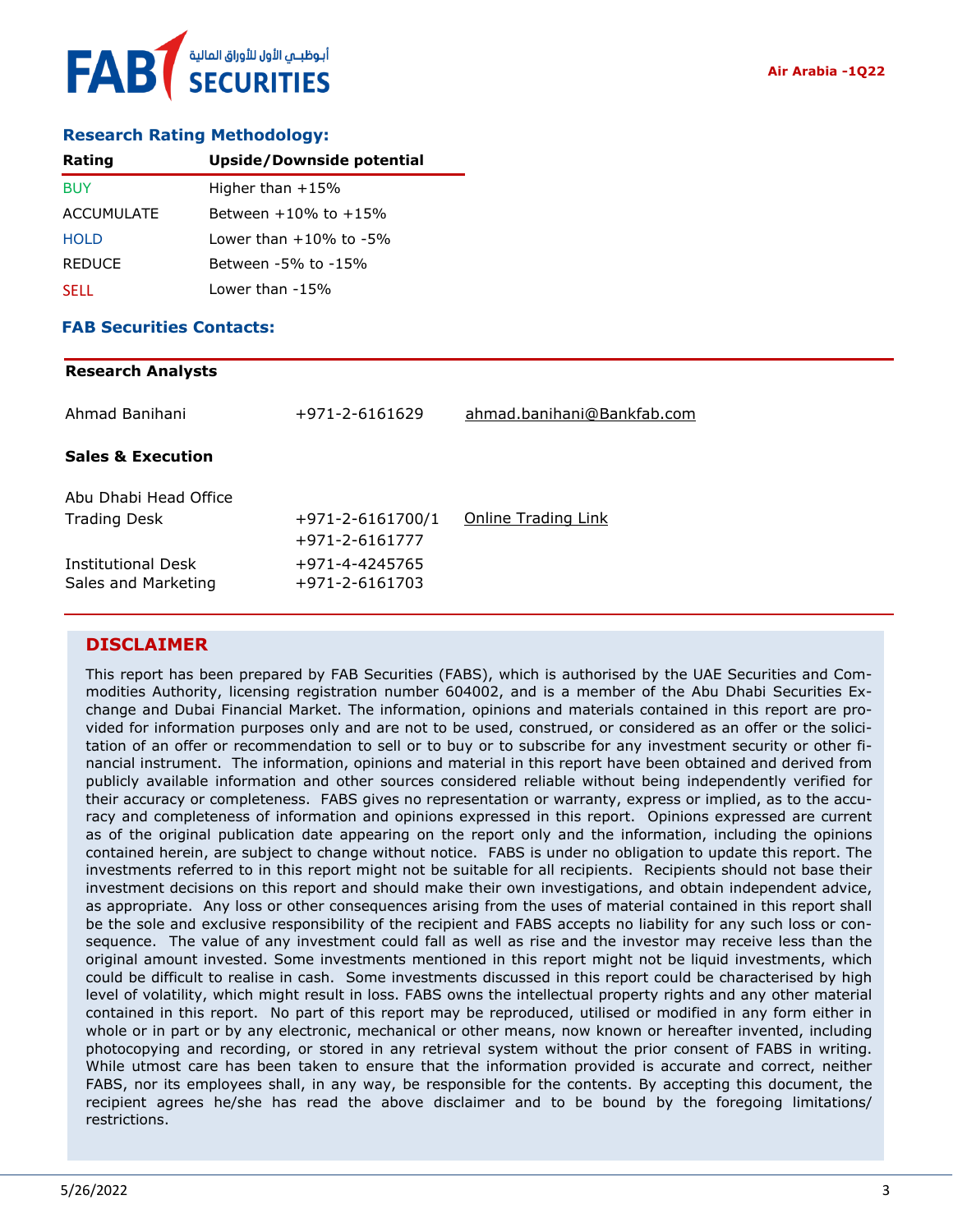## Research Rating Methodology:

| Rating | Upside/Downside potential |
|---|---|
| BUY | Higher than +15% |
| ACCUMULATE | Between +10% to +15% |
| HOLD | Lower than +10% to -5% |
| REDUCE | Between -5% to -15% |
| SELL | Lower than -15% |

## FAB Securities Contacts:

**Research Analysts**

| | | |
|---|---|---|
| Ahmad Banihani | +971-2-6161629 | ahmad.banihani@Bankfab.com |

**Sales & Execution**

| | | |
|---|---|---|
| Abu Dhabi Head Office | | |
| Trading Desk | +971-2-6161700/1<br>+971-2-6161777 | Online Trading Link |
| Institutional Desk | +971-4-4245765 | |
| Sales and Marketing | +971-2-6161703 | |

## DISCLAIMER

This report has been prepared by FAB Securities (FABS), which is authorised by the UAE Securities and Commodities Authority, licensing registration number 604002, and is a member of the Abu Dhabi Securities Exchange and Dubai Financial Market. The information, opinions and materials contained in this report are provided for information purposes only and are not to be used, construed, or considered as an offer or the solicitation of an offer or recommendation to sell or to buy or to subscribe for any investment security or other financial instrument. The information, opinions and material in this report have been obtained and derived from publicly available information and other sources considered reliable without being independently verified for their accuracy or completeness. FABS gives no representation or warranty, express or implied, as to the accuracy and completeness of information and opinions expressed in this report. Opinions expressed are current as of the original publication date appearing on the report only and the information, including the opinions contained herein, are subject to change without notice. FABS is under no obligation to update this report. The investments referred to in this report might not be suitable for all recipients. Recipients should not base their investment decisions on this report and should make their own investigations, and obtain independent advice, as appropriate. Any loss or other consequences arising from the uses of material contained in this report shall be the sole and exclusive responsibility of the recipient and FABS accepts no liability for any such loss or consequence. The value of any investment could fall as well as rise and the investor may receive less than the original amount invested. Some investments mentioned in this report might not be liquid investments, which could be difficult to realise in cash. Some investments discussed in this report could be characterised by high level of volatility, which might result in loss. FABS owns the intellectual property rights and any other material contained in this report. No part of this report may be reproduced, utilised or modified in any form either in whole or in part or by any electronic, mechanical or other means, now known or hereafter invented, including photocopying and recording, or stored in any retrieval system without the prior consent of FABS in writing. While utmost care has been taken to ensure that the information provided is accurate and correct, neither FABS, nor its employees shall, in any way, be responsible for the contents. By accepting this document, the recipient agrees he/she has read the above disclaimer and to be bound by the foregoing limitations/restrictions.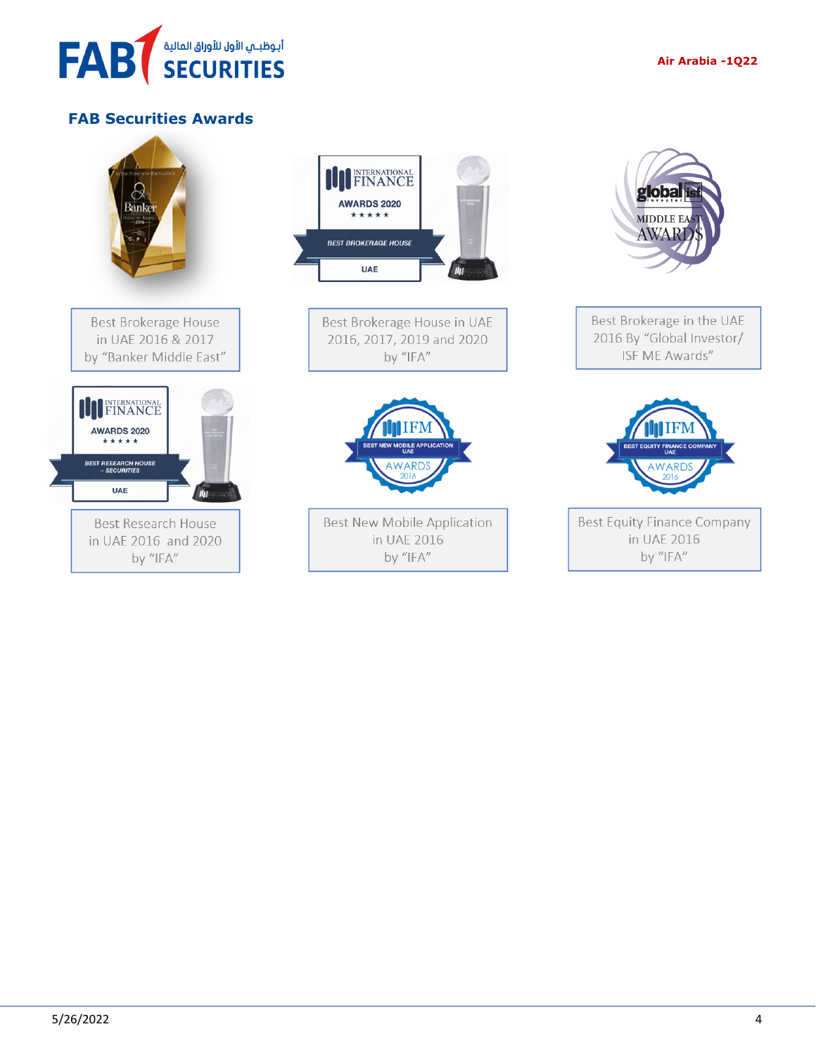## FAB Securities Awards

Best Brokerage House in UAE 2016 & 2017 by “Banker Middle East”

Best Brokerage House in UAE 2016, 2017, 2019 and 2020 by “IFA”

Best Brokerage in the UAE 2016 By “Global Investor/ ISF ME Awards”

Best Research House in UAE 2016 and 2020 by “IFA”

Best New Mobile Application in UAE 2016 by “IFA”

Best Equity Finance Company in UAE 2016 by “IFA”